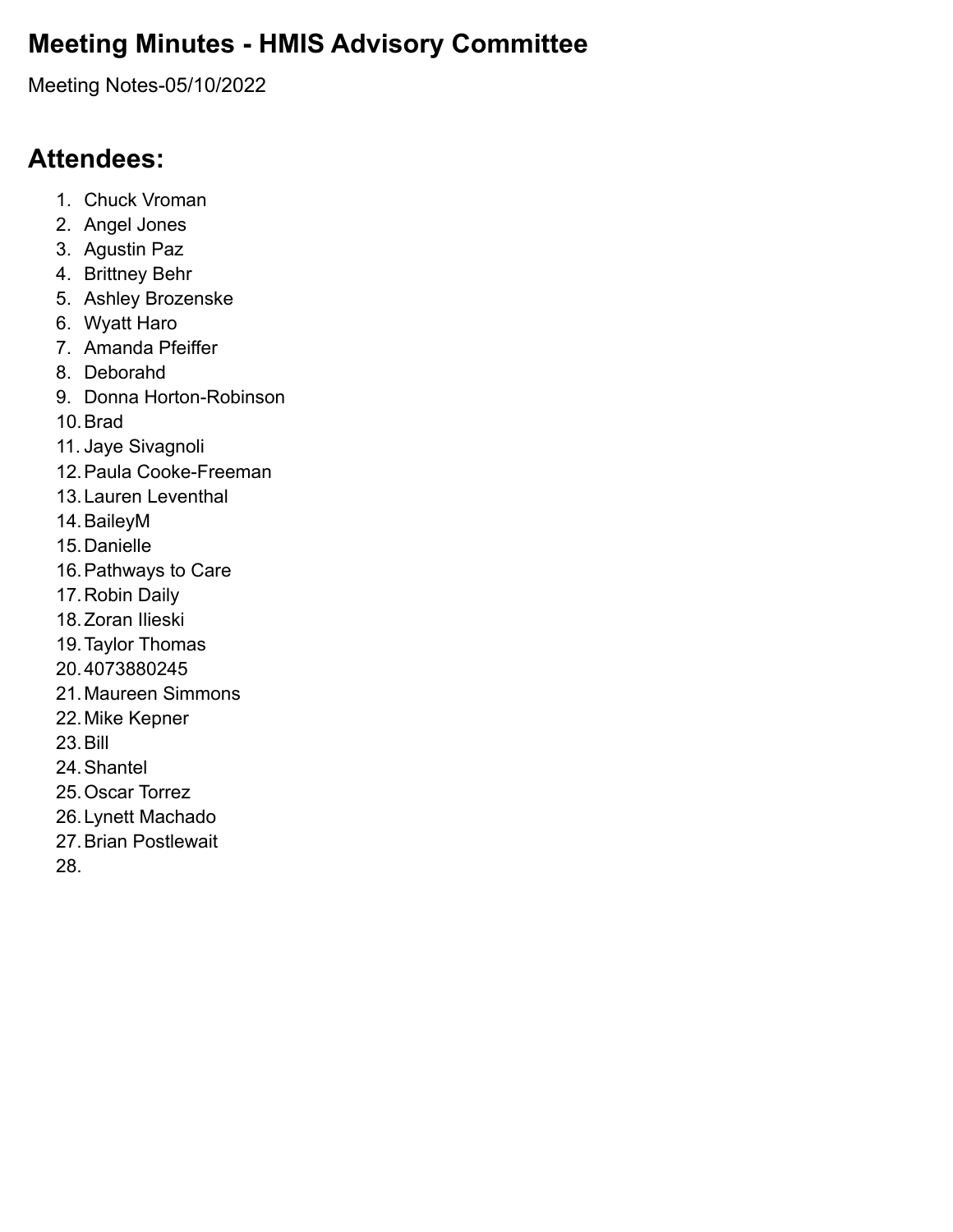# Meeting Minutes - HMIS Advisory Committee

Meeting Notes-05/10/2022

## Attendees:

1. Chuck Vroman
2. Angel Jones
3. Agustin Paz
4. Brittney Behr
5. Ashley Brozenske
6. Wyatt Haro
7. Amanda Pfeiffer
8. Deborahd
9. Donna Horton-Robinson
10. Brad
11. Jaye Sivagnoli
12. Paula Cooke-Freeman
13. Lauren Leventhal
14. BaileyM
15. Danielle
16. Pathways to Care
17. Robin Daily
18. Zoran Ilieski
19. Taylor Thomas
20. 4073880245
21. Maureen Simmons
22. Mike Kepner
23. Bill
24. Shantel
25. Oscar Torrez
26. Lynett Machado
27. Brian Postlewait
28.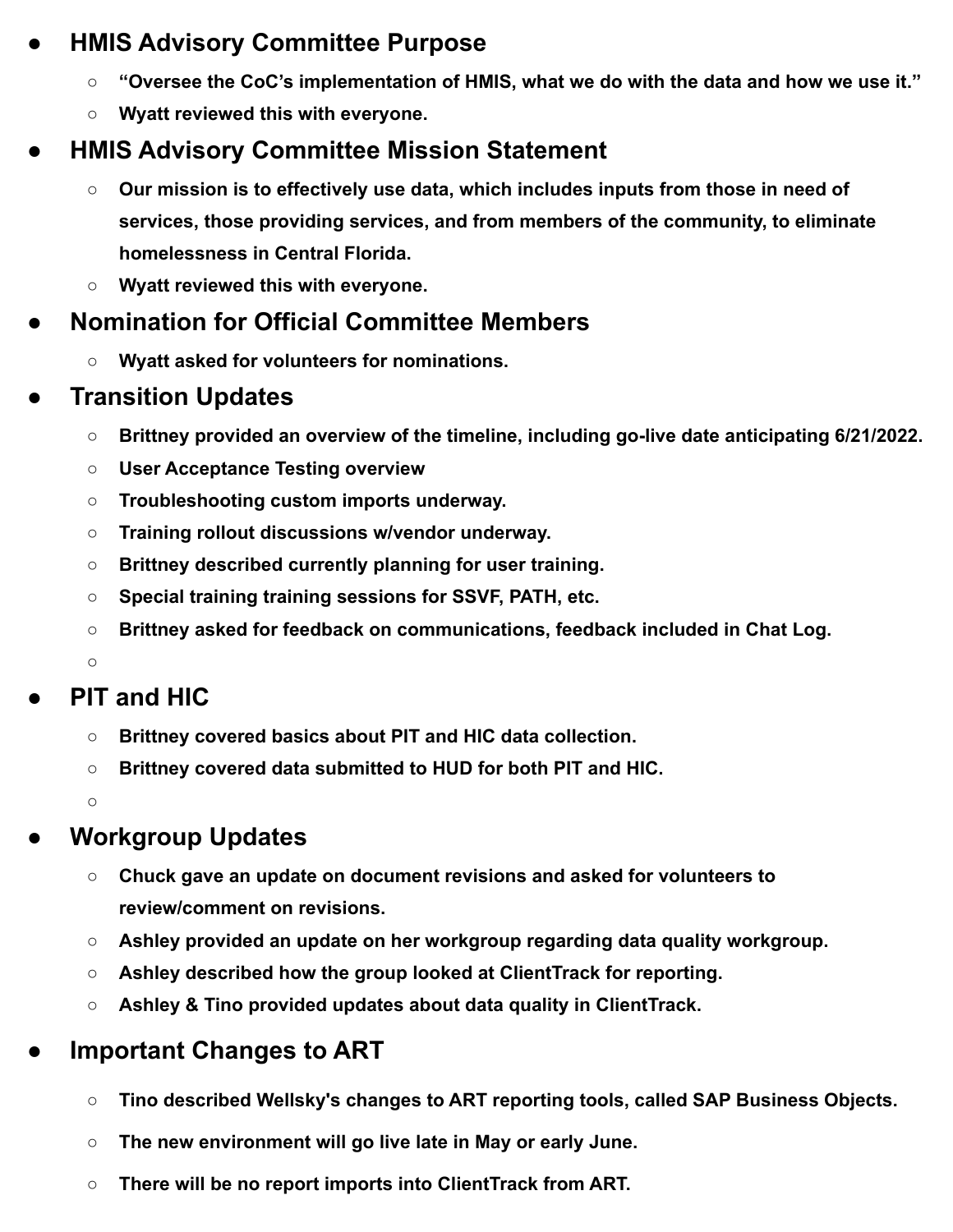- **HMIS Advisory Committee Purpose**
    - **"Oversee the CoC's implementation of HMIS, what we do with the data and how we use it."**
    - **Wyatt reviewed this with everyone.**
- **HMIS Advisory Committee Mission Statement**
    - **Our mission is to effectively use data, which includes inputs from those in need of services, those providing services, and from members of the community, to eliminate homelessness in Central Florida.**
    - **Wyatt reviewed this with everyone.**
- **Nomination for Official Committee Members**
    - **Wyatt asked for volunteers for nominations.**
- **Transition Updates**
    - **Brittney provided an overview of the timeline, including go-live date anticipating 6/21/2022.**
    - **User Acceptance Testing overview**
    - **Troubleshooting custom imports underway.**
    - **Training rollout discussions w/vendor underway.**
    - **Brittney described currently planning for user training.**
    - **Special training training sessions for SSVF, PATH, etc.**
    - **Brittney asked for feedback on communications, feedback included in Chat Log.**
- **PIT and HIC**
    - **Brittney covered basics about PIT and HIC data collection.**
    - **Brittney covered data submitted to HUD for both PIT and HIC.**
- **Workgroup Updates**
    - **Chuck gave an update on document revisions and asked for volunteers to review/comment on revisions.**
    - **Ashley provided an update on her workgroup regarding data quality workgroup.**
    - **Ashley described how the group looked at ClientTrack for reporting.**
    - **Ashley & Tino provided updates about data quality in ClientTrack.**
- **Important Changes to ART**
    - **Tino described Wellsky's changes to ART reporting tools, called SAP Business Objects.**
    - **The new environment will go live late in May or early June.**
    - **There will be no report imports into ClientTrack from ART.**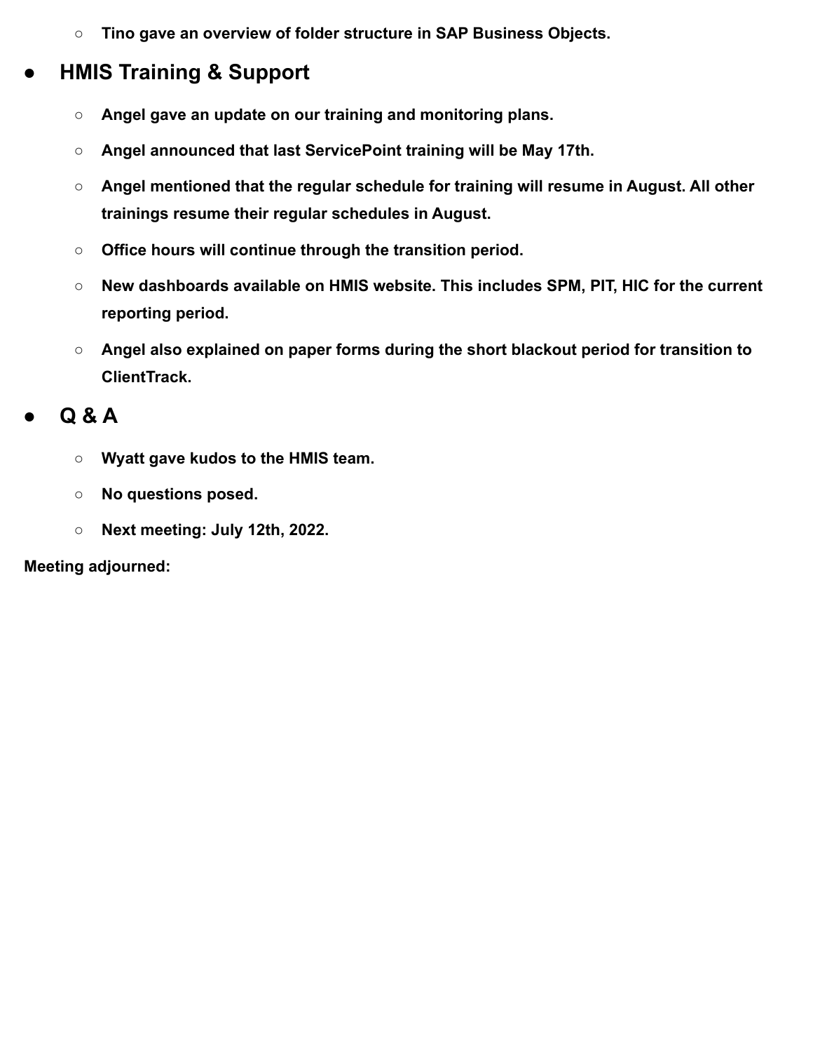- **Tino gave an overview of folder structure in SAP Business Objects.**

- **HMIS Training & Support**
  - **Angel gave an update on our training and monitoring plans.**
  - **Angel announced that last ServicePoint training will be May 17th.**
  - **Angel mentioned that the regular schedule for training will resume in August. All other trainings resume their regular schedules in August.**
  - **Office hours will continue through the transition period.**
  - **New dashboards available on HMIS website. This includes SPM, PIT, HIC for the current reporting period.**
  - **Angel also explained on paper forms during the short blackout period for transition to ClientTrack.**

- **Q & A**
  - **Wyatt gave kudos to the HMIS team.**
  - **No questions posed.**
  - **Next meeting: July 12th, 2022.**

**Meeting adjourned:**